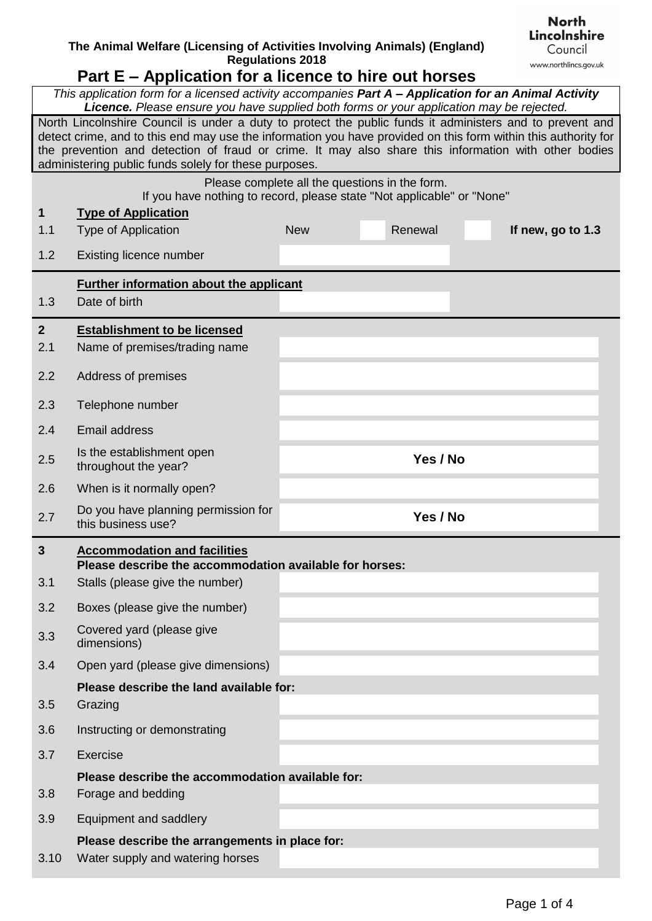The Animal Welfare (Licensing of Activities Involving Animals) (England) Regulations 2018

North Lincolnshire Council
www.northlincs.gov.uk

# Part E – Application for a licence to hire out horses

*This application form for a licensed activity accompanies **Part A – Application for an Animal Activity Licence.** Please ensure you have supplied both forms or your application may be rejected.*

North Lincolnshire Council is under a duty to protect the public funds it administers and to prevent and detect crime, and to this end may use the information you have provided on this form within this authority for the prevention and detection of fraud or crime. It may also share this information with other bodies administering public funds solely for these purposes.

Please complete all the questions in the form.
If you have nothing to record, please state "Not applicable" or "None"

| | | | | | | |
|---|---|---|---|---|---|---|
| **1** | **Type of Application** | | | | | |
| 1.1 | Type of Application | New | | Renewal | | **If new, go to 1.3** |
| 1.2 | Existing licence number | | | | | |
| | **Further information about the applicant** | | | | | |
| 1.3 | Date of birth | | | | | |

| | | |
|---|---|---|
| **2** | **Establishment to be licensed** | |
| 2.1 | Name of premises/trading name | |
| 2.2 | Address of premises | |
| 2.3 | Telephone number | |
| 2.4 | Email address | |
| 2.5 | Is the establishment open throughout the year? | **Yes / No** |
| 2.6 | When is it normally open? | |
| 2.7 | Do you have planning permission for this business use? | **Yes / No** |

| | | |
|---|---|---|
| **3** | **Accommodation and facilities** | |
| | **Please describe the accommodation available for horses:** | |
| 3.1 | Stalls (please give the number) | |
| 3.2 | Boxes (please give the number) | |
| 3.3 | Covered yard (please give dimensions) | |
| 3.4 | Open yard (please give dimensions) | |
| | **Please describe the land available for:** | |
| 3.5 | Grazing | |
| 3.6 | Instructing or demonstrating | |
| 3.7 | Exercise | |
| | **Please describe the accommodation available for:** | |
| 3.8 | Forage and bedding | |
| 3.9 | Equipment and saddlery | |
| | **Please describe the arrangements in place for:** | |
| 3.10 | Water supply and watering horses | |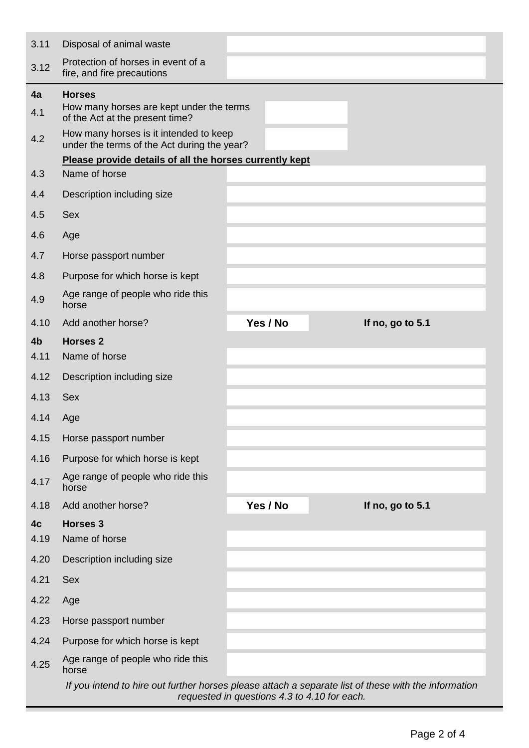| | | |
|---|---|---|
| 3.11 | Disposal of animal waste | |
| 3.12 | Protection of horses in event of a fire, and fire precautions | |

**4a Horses**

| | | | |
|---|---|---|---|
| 4.1 | How many horses are kept under the terms of the Act at the present time? | | |
| 4.2 | How many horses is it intended to keep under the terms of the Act during the year? | | |

**Please provide details of all the horses currently kept**

| | | | |
|---|---|---|---|
| 4.3 | Name of horse | | |
| 4.4 | Description including size | | |
| 4.5 | Sex | | |
| 4.6 | Age | | |
| 4.7 | Horse passport number | | |
| 4.8 | Purpose for which horse is kept | | |
| 4.9 | Age range of people who ride this horse | | |
| 4.10 | Add another horse? | **Yes / No** | **If no, go to 5.1** |

**4b Horses 2**

| | | | |
|---|---|---|---|
| 4.11 | Name of horse | | |
| 4.12 | Description including size | | |
| 4.13 | Sex | | |
| 4.14 | Age | | |
| 4.15 | Horse passport number | | |
| 4.16 | Purpose for which horse is kept | | |
| 4.17 | Age range of people who ride this horse | | |
| 4.18 | Add another horse? | **Yes / No** | **If no, go to 5.1** |

**4c Horses 3**

| | | |
|---|---|---|
| 4.19 | Name of horse | |
| 4.20 | Description including size | |
| 4.21 | Sex | |
| 4.22 | Age | |
| 4.23 | Horse passport number | |
| 4.24 | Purpose for which horse is kept | |
| 4.25 | Age range of people who ride this horse | |

*If you intend to hire out further horses please attach a separate list of these with the information requested in questions 4.3 to 4.10 for each.*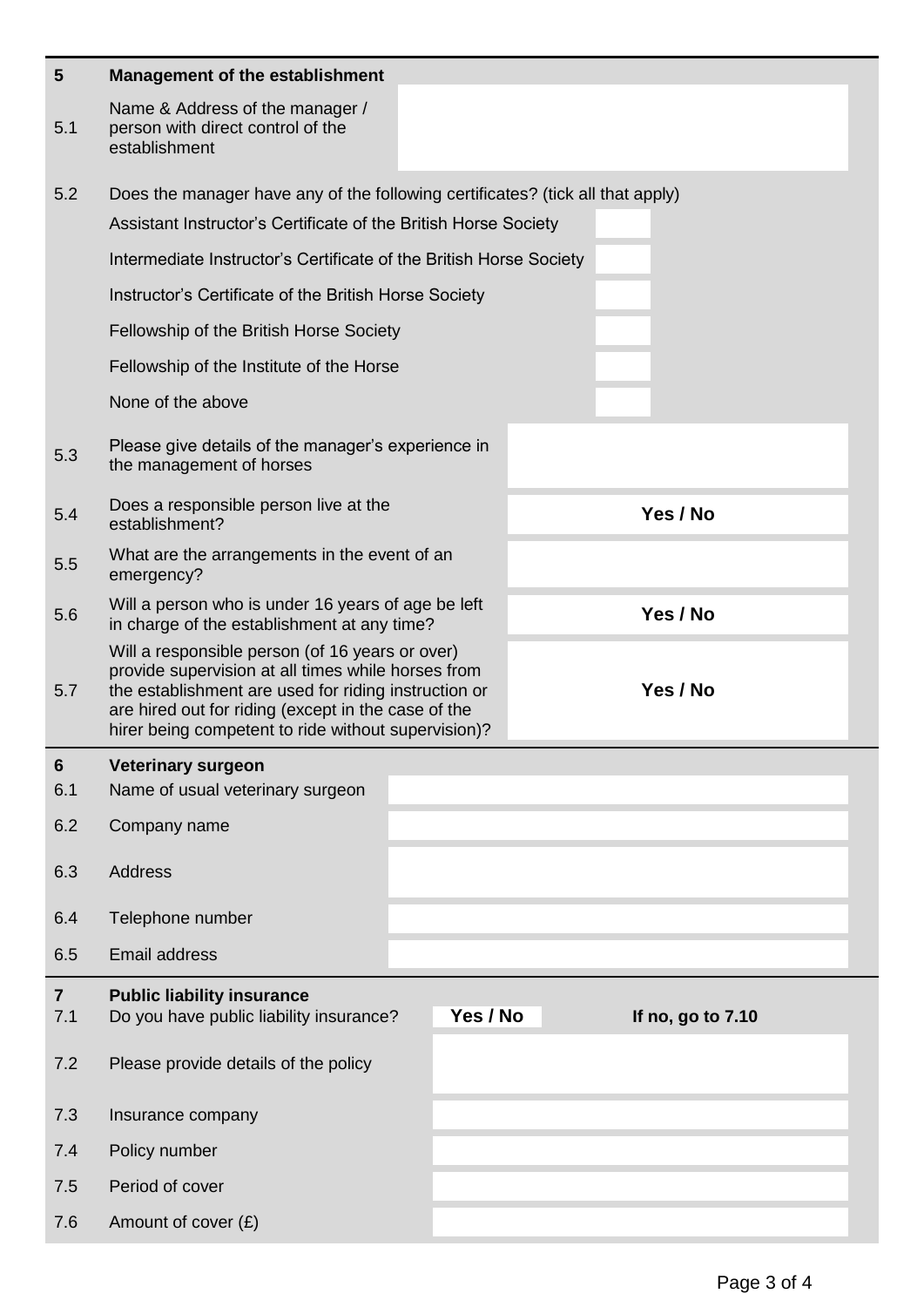## 5 Management of the establishment

| | | |
|---|---|---|
| 5.1 | Name & Address of the manager / person with direct control of the establishment | |
| 5.2 | Does the manager have any of the following certificates? (tick all that apply) | |
| | Assistant Instructor's Certificate of the British Horse Society | |
| | Intermediate Instructor's Certificate of the British Horse Society | |
| | Instructor's Certificate of the British Horse Society | |
| | Fellowship of the British Horse Society | |
| | Fellowship of the Institute of the Horse | |
| | None of the above | |
| 5.3 | Please give details of the manager's experience in the management of horses | |
| 5.4 | Does a responsible person live at the establishment? | **Yes / No** |
| 5.5 | What are the arrangements in the event of an emergency? | |
| 5.6 | Will a person who is under 16 years of age be left in charge of the establishment at any time? | **Yes / No** |
| 5.7 | Will a responsible person (of 16 years or over) provide supervision at all times while horses from the establishment are used for riding instruction or are hired out for riding (except in the case of the hirer being competent to ride without supervision)? | **Yes / No** |

## 6 Veterinary surgeon

| | | |
|---|---|---|
| 6.1 | Name of usual veterinary surgeon | |
| 6.2 | Company name | |
| 6.3 | Address | |
| 6.4 | Telephone number | |
| 6.5 | Email address | |

## 7 Public liability insurance

| | | | |
|---|---|---|---|
| 7.1 | Do you have public liability insurance? | **Yes / No** | **If no, go to 7.10** |
| 7.2 | Please provide details of the policy | | |
| 7.3 | Insurance company | | |
| 7.4 | Policy number | | |
| 7.5 | Period of cover | | |
| 7.6 | Amount of cover (£) | | |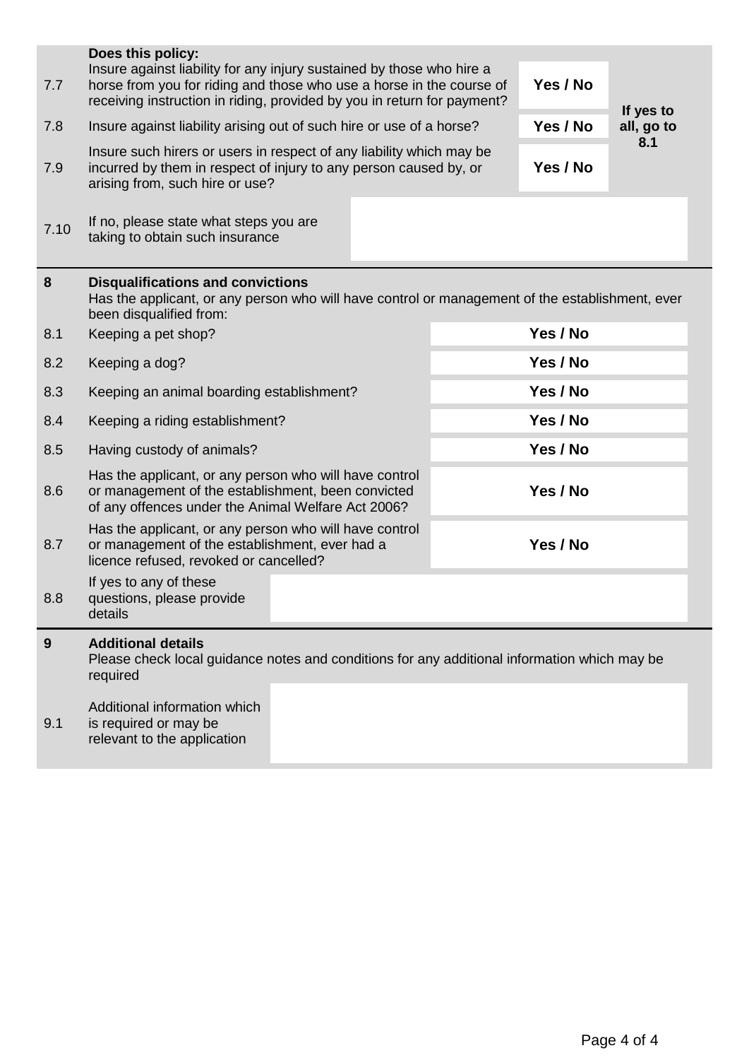| | | | |
|---|---|---|---|
| | **Does this policy:** | | |
| 7.7 | Insure against liability for any injury sustained by those who hire a horse from you for riding and those who use a horse in the course of receiving instruction in riding, provided by you in return for payment? | **Yes / No** | **If yes to all, go to 8.1** |
| 7.8 | Insure against liability arising out of such hire or use of a horse? | **Yes / No** | |
| 7.9 | Insure such hirers or users in respect of any liability which may be incurred by them in respect of injury to any person caused by, or arising from, such hire or use? | **Yes / No** | |
| 7.10 | If no, please state what steps you are taking to obtain such insurance | | |

| | | |
|---|---|---|
| **8** | **Disqualifications and convictions**<br>Has the applicant, or any person who will have control or management of the establishment, ever been disqualified from: | |
| 8.1 | Keeping a pet shop? | **Yes / No** |
| 8.2 | Keeping a dog? | **Yes / No** |
| 8.3 | Keeping an animal boarding establishment? | **Yes / No** |
| 8.4 | Keeping a riding establishment? | **Yes / No** |
| 8.5 | Having custody of animals? | **Yes / No** |
| 8.6 | Has the applicant, or any person who will have control or management of the establishment, been convicted of any offences under the Animal Welfare Act 2006? | **Yes / No** |
| 8.7 | Has the applicant, or any person who will have control or management of the establishment, ever had a licence refused, revoked or cancelled? | **Yes / No** |
| 8.8 | If yes to any of these questions, please provide details | |

| | | |
|---|---|---|
| **9** | **Additional details**<br>Please check local guidance notes and conditions for any additional information which may be required | |
| 9.1 | Additional information which is required or may be relevant to the application | |